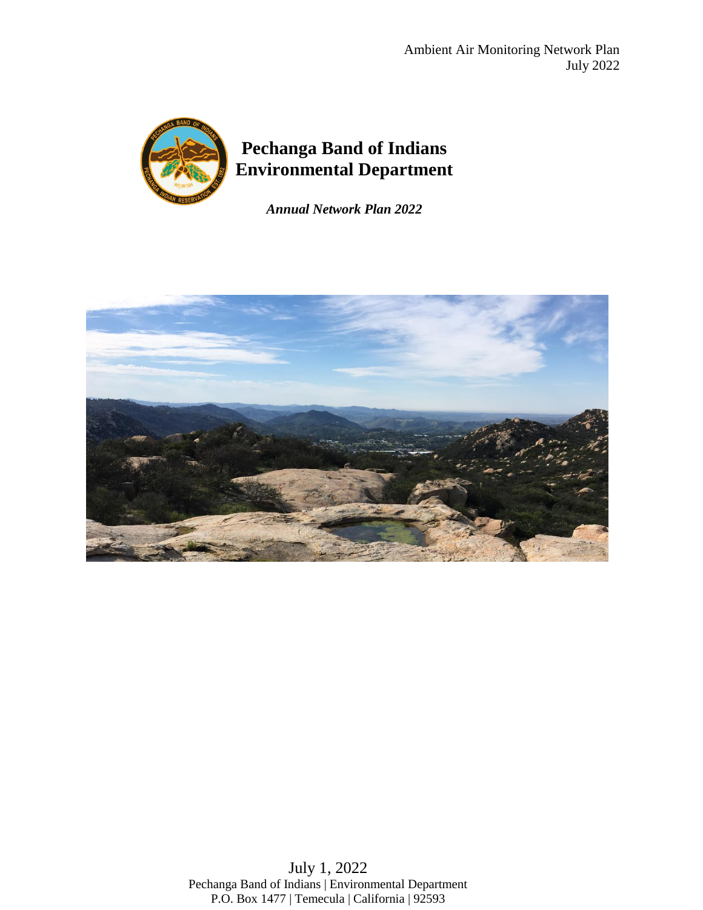Ambient Air Monitoring Network Plan
July 2022

# Pechanga Band of Indians Environmental Department

***Annual Network Plan 2022***

July 1, 2022
Pechanga Band of Indians | Environmental Department
P.O. Box 1477 | Temecula | California | 92593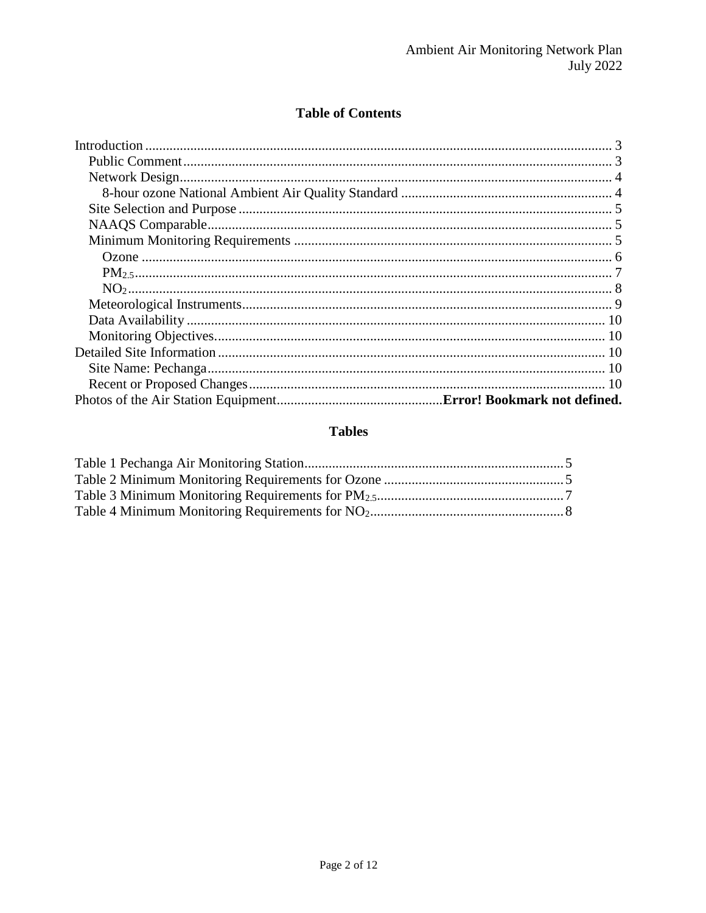## Table of Contents

Introduction ..... 3
- Public Comment ..... 3
- Network Design ..... 4
  - 8-hour ozone National Ambient Air Quality Standard ..... 4
- Site Selection and Purpose ..... 5
- NAAQS Comparable ..... 5
- Minimum Monitoring Requirements ..... 5
  - Ozone ..... 6
  - $PM_{2.5}$ ..... 7
  - $NO_2$ ..... 8
- Meteorological Instruments ..... 9
- Data Availability ..... 10
- Monitoring Objectives ..... 10

Detailed Site Information ..... 10
- Site Name: Pechanga ..... 10
- Recent or Proposed Changes ..... 10

Photos of the Air Station Equipment ..... **Error! Bookmark not defined.**

## Tables

Table 1 Pechanga Air Monitoring Station ..... 5
Table 2 Minimum Monitoring Requirements for Ozone ..... 5
Table 3 Minimum Monitoring Requirements for $PM_{2.5}$ ..... 7
Table 4 Minimum Monitoring Requirements for $NO_2$ ..... 8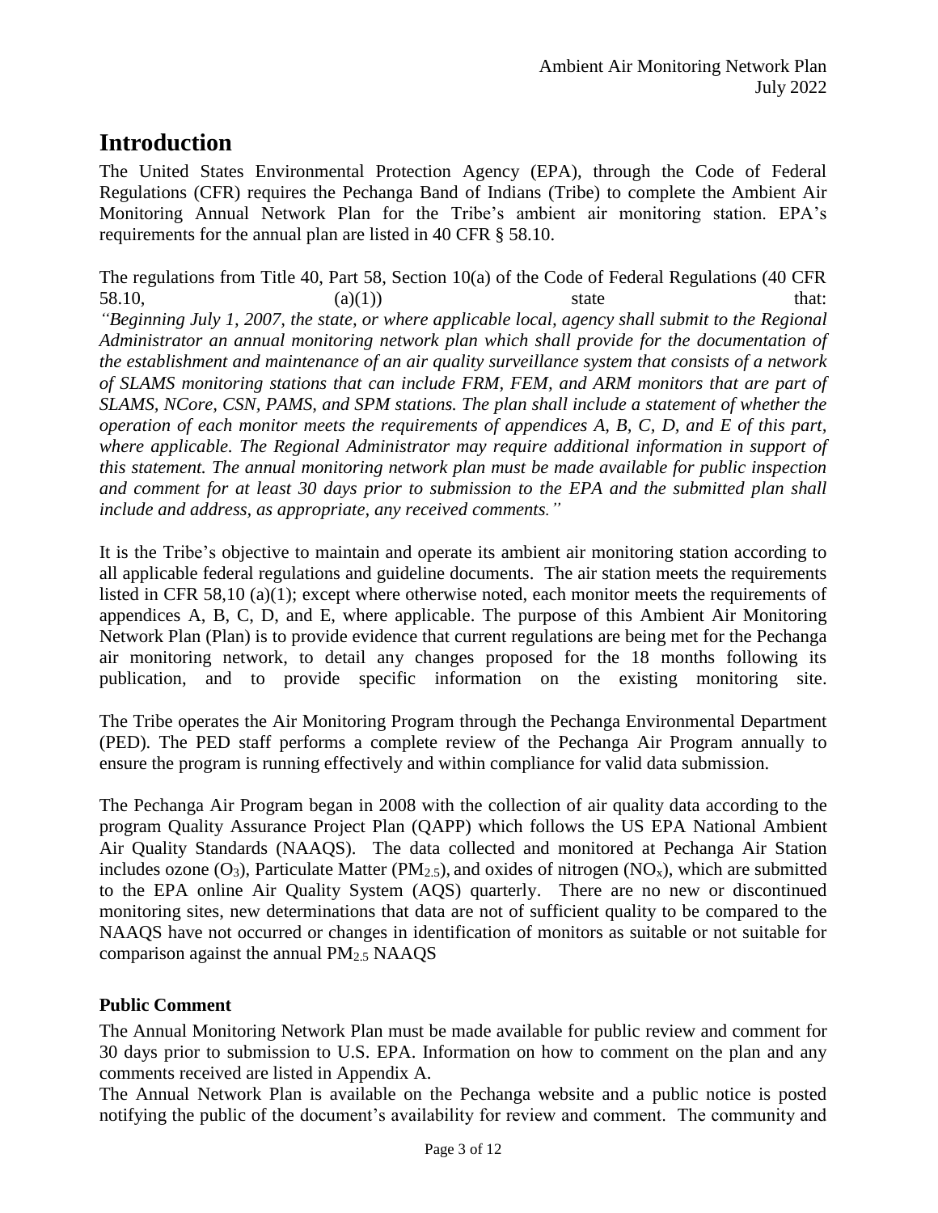# Introduction

The United States Environmental Protection Agency (EPA), through the Code of Federal Regulations (CFR) requires the Pechanga Band of Indians (Tribe) to complete the Ambient Air Monitoring Annual Network Plan for the Tribe's ambient air monitoring station. EPA's requirements for the annual plan are listed in 40 CFR § 58.10.

The regulations from Title 40, Part 58, Section 10(a) of the Code of Federal Regulations (40 CFR 58.10, (a)(1)) state that: *"Beginning July 1, 2007, the state, or where applicable local, agency shall submit to the Regional Administrator an annual monitoring network plan which shall provide for the documentation of the establishment and maintenance of an air quality surveillance system that consists of a network of SLAMS monitoring stations that can include FRM, FEM, and ARM monitors that are part of SLAMS, NCore, CSN, PAMS, and SPM stations. The plan shall include a statement of whether the operation of each monitor meets the requirements of appendices A, B, C, D, and E of this part, where applicable. The Regional Administrator may require additional information in support of this statement. The annual monitoring network plan must be made available for public inspection and comment for at least 30 days prior to submission to the EPA and the submitted plan shall include and address, as appropriate, any received comments."*

It is the Tribe's objective to maintain and operate its ambient air monitoring station according to all applicable federal regulations and guideline documents. The air station meets the requirements listed in CFR 58,10 (a)(1); except where otherwise noted, each monitor meets the requirements of appendices A, B, C, D, and E, where applicable. The purpose of this Ambient Air Monitoring Network Plan (Plan) is to provide evidence that current regulations are being met for the Pechanga air monitoring network, to detail any changes proposed for the 18 months following its publication, and to provide specific information on the existing monitoring site.

The Tribe operates the Air Monitoring Program through the Pechanga Environmental Department (PED). The PED staff performs a complete review of the Pechanga Air Program annually to ensure the program is running effectively and within compliance for valid data submission.

The Pechanga Air Program began in 2008 with the collection of air quality data according to the program Quality Assurance Project Plan (QAPP) which follows the US EPA National Ambient Air Quality Standards (NAAQS). The data collected and monitored at Pechanga Air Station includes ozone ($O_3$), Particulate Matter ($PM_{2.5}$), and oxides of nitrogen ($NO_x$), which are submitted to the EPA online Air Quality System (AQS) quarterly. There are no new or discontinued monitoring sites, new determinations that data are not of sufficient quality to be compared to the NAAQS have not occurred or changes in identification of monitors as suitable or not suitable for comparison against the annual $PM_{2.5}$ NAAQS

**Public Comment**

The Annual Monitoring Network Plan must be made available for public review and comment for 30 days prior to submission to U.S. EPA. Information on how to comment on the plan and any comments received are listed in Appendix A.

The Annual Network Plan is available on the Pechanga website and a public notice is posted notifying the public of the document's availability for review and comment. The community and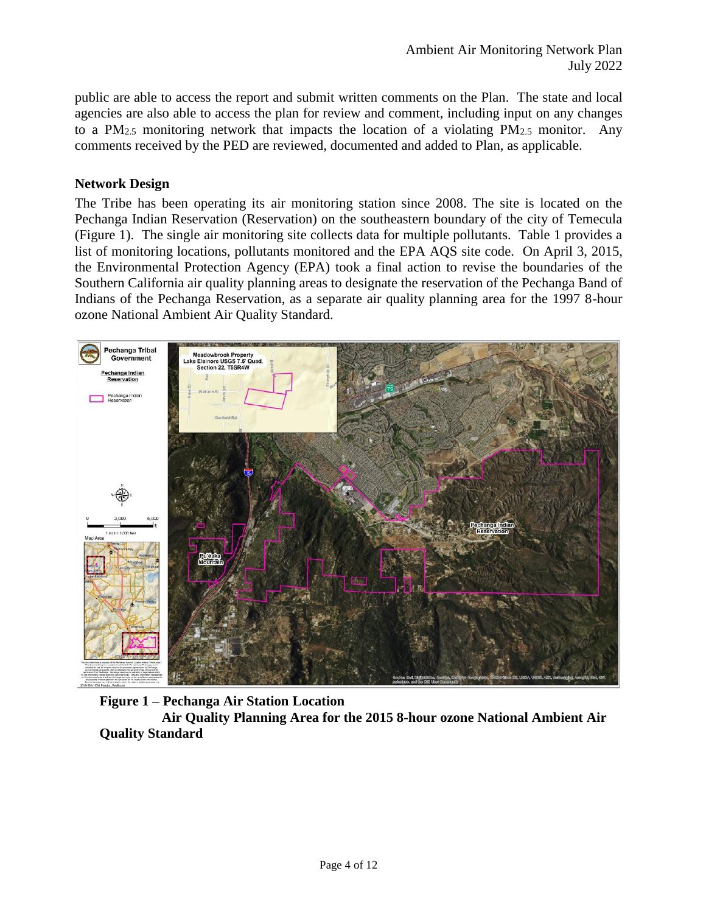public are able to access the report and submit written comments on the Plan. The state and local agencies are also able to access the plan for review and comment, including input on any changes to a $PM_{2.5}$ monitoring network that impacts the location of a violating $PM_{2.5}$ monitor. Any comments received by the PED are reviewed, documented and added to Plan, as applicable.

## Network Design

The Tribe has been operating its air monitoring station since 2008. The site is located on the Pechanga Indian Reservation (Reservation) on the southeastern boundary of the city of Temecula (Figure 1). The single air monitoring site collects data for multiple pollutants. Table 1 provides a list of monitoring locations, pollutants monitored and the EPA AQS site code. On April 3, 2015, the Environmental Protection Agency (EPA) took a final action to revise the boundaries of the Southern California air quality planning areas to designate the reservation of the Pechanga Band of Indians of the Pechanga Reservation, as a separate air quality planning area for the 1997 8-hour ozone National Ambient Air Quality Standard.

**Figure 1 – Pechanga Air Station Location**
**Air Quality Planning Area for the 2015 8-hour ozone National Ambient Air Quality Standard**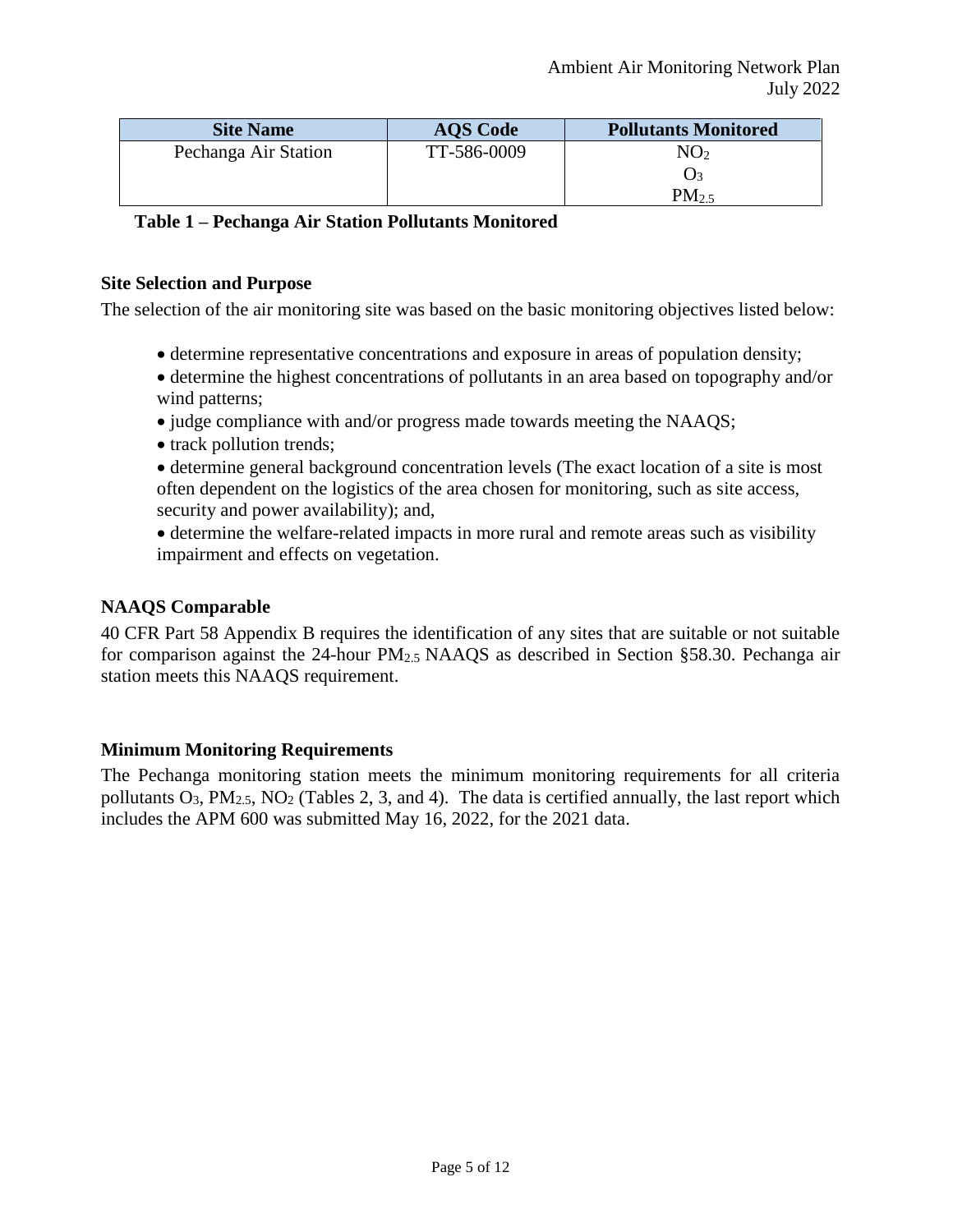| Site Name | AQS Code | Pollutants Monitored |
|---|---|---|
| Pechanga Air Station | TT-586-0009 | $NO_2$<br>$O_3$<br>$PM_{2.5}$ |

**Table 1 – Pechanga Air Station Pollutants Monitored**

**Site Selection and Purpose**

The selection of the air monitoring site was based on the basic monitoring objectives listed below:

- determine representative concentrations and exposure in areas of population density;
- determine the highest concentrations of pollutants in an area based on topography and/or wind patterns;
- judge compliance with and/or progress made towards meeting the NAAQS;
- track pollution trends;
- determine general background concentration levels (The exact location of a site is most often dependent on the logistics of the area chosen for monitoring, such as site access, security and power availability); and,
- determine the welfare-related impacts in more rural and remote areas such as visibility impairment and effects on vegetation.

**NAAQS Comparable**

40 CFR Part 58 Appendix B requires the identification of any sites that are suitable or not suitable for comparison against the 24-hour $PM_{2.5}$ NAAQS as described in Section §58.30. Pechanga air station meets this NAAQS requirement.

**Minimum Monitoring Requirements**

The Pechanga monitoring station meets the minimum monitoring requirements for all criteria pollutants $O_3$, $PM_{2.5}$, $NO_2$ (Tables 2, 3, and 4). The data is certified annually, the last report which includes the APM 600 was submitted May 16, 2022, for the 2021 data.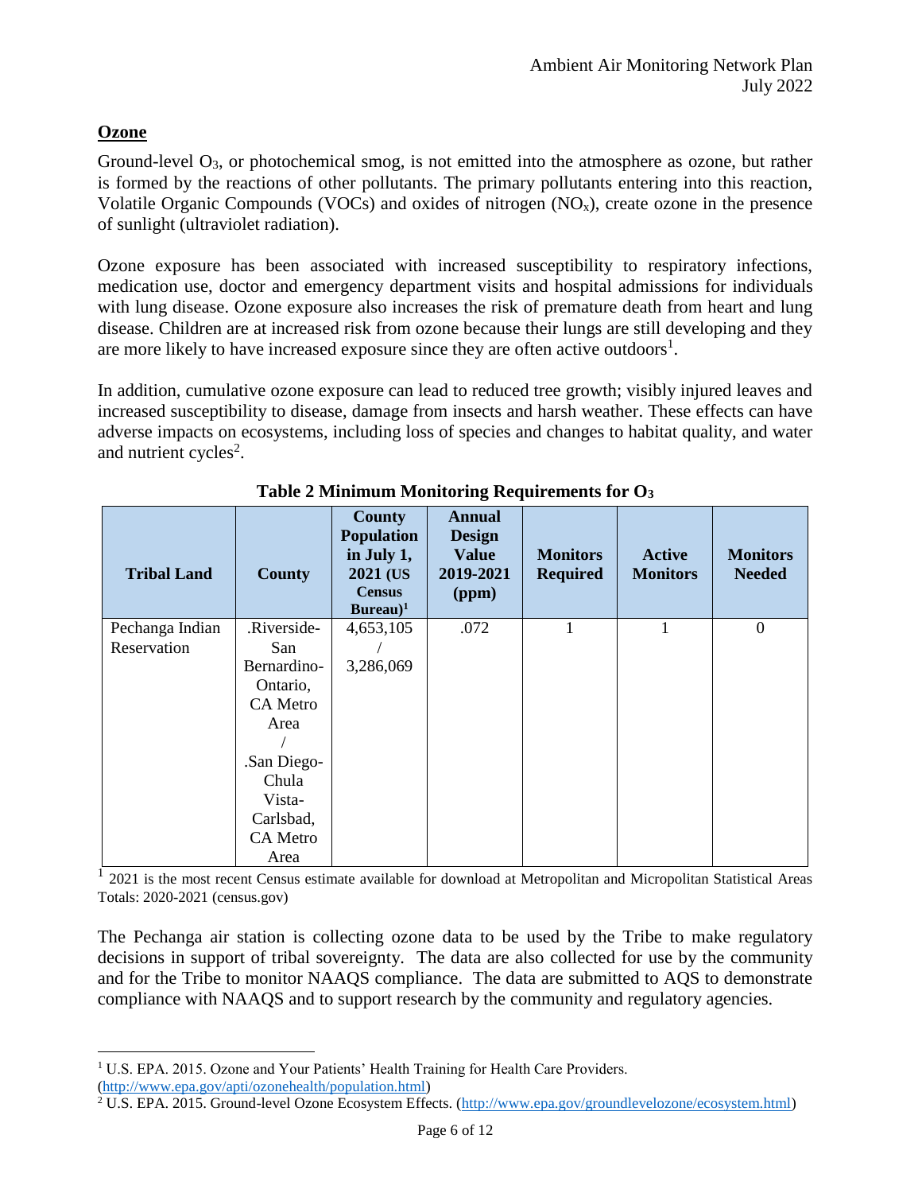## Ozone

Ground-level $O_3$, or photochemical smog, is not emitted into the atmosphere as ozone, but rather is formed by the reactions of other pollutants. The primary pollutants entering into this reaction, Volatile Organic Compounds (VOCs) and oxides of nitrogen ($NO_x$), create ozone in the presence of sunlight (ultraviolet radiation).

Ozone exposure has been associated with increased susceptibility to respiratory infections, medication use, doctor and emergency department visits and hospital admissions for individuals with lung disease. Ozone exposure also increases the risk of premature death from heart and lung disease. Children are at increased risk from ozone because their lungs are still developing and they are more likely to have increased exposure since they are often active outdoors[1].

In addition, cumulative ozone exposure can lead to reduced tree growth; visibly injured leaves and increased susceptibility to disease, damage from insects and harsh weather. These effects can have adverse impacts on ecosystems, including loss of species and changes to habitat quality, and water and nutrient cycles[2].

**Table 2 Minimum Monitoring Requirements for $O_3$**

| Tribal Land | County | County Population in July 1, 2021 (US Census Bureau)[1] | Annual Design Value 2019-2021 (ppm) | Monitors Required | Active Monitors | Monitors Needed |
|---|---|---|---|---|---|---|
| Pechanga Indian Reservation | .Riverside-San Bernardino-Ontario, CA Metro Area / .San Diego-Chula Vista-Carlsbad, CA Metro Area | 4,653,105 / 3,286,069 | .072 | 1 | 1 | 0 |

[1] 2021 is the most recent Census estimate available for download at Metropolitan and Micropolitan Statistical Areas Totals: 2020-2021 (census.gov)

The Pechanga air station is collecting ozone data to be used by the Tribe to make regulatory decisions in support of tribal sovereignty. The data are also collected for use by the community and for the Tribe to monitor NAAQS compliance. The data are submitted to AQS to demonstrate compliance with NAAQS and to support research by the community and regulatory agencies.

---

[1] U.S. EPA. 2015. Ozone and Your Patients' Health Training for Health Care Providers. (http://www.epa.gov/apti/ozonehealth/population.html)

[2] U.S. EPA. 2015. Ground-level Ozone Ecosystem Effects. (http://www.epa.gov/groundlevelozone/ecosystem.html)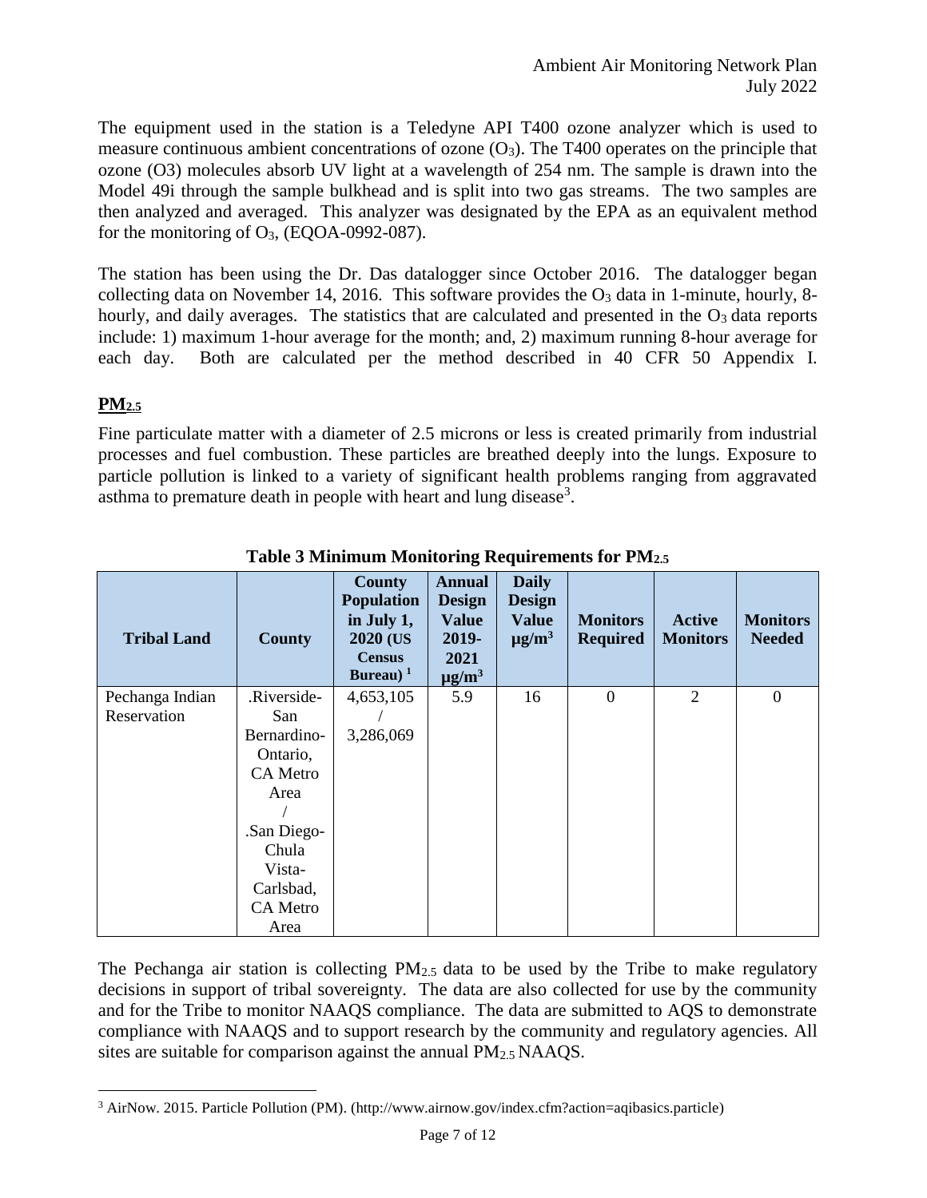The equipment used in the station is a Teledyne API T400 ozone analyzer which is used to measure continuous ambient concentrations of ozone ($O_3$). The T400 operates on the principle that ozone (O3) molecules absorb UV light at a wavelength of 254 nm. The sample is drawn into the Model 49i through the sample bulkhead and is split into two gas streams. The two samples are then analyzed and averaged. This analyzer was designated by the EPA as an equivalent method for the monitoring of $O_3$, (EQOA-0992-087).

The station has been using the Dr. Das datalogger since October 2016. The datalogger began collecting data on November 14, 2016. This software provides the $O_3$ data in 1-minute, hourly, 8-hourly, and daily averages. The statistics that are calculated and presented in the $O_3$ data reports include: 1) maximum 1-hour average for the month; and, 2) maximum running 8-hour average for each day. Both are calculated per the method described in 40 CFR 50 Appendix I.

## $PM_{2.5}$

Fine particulate matter with a diameter of 2.5 microns or less is created primarily from industrial processes and fuel combustion. These particles are breathed deeply into the lungs. Exposure to particle pollution is linked to a variety of significant health problems ranging from aggravated asthma to premature death in people with heart and lung disease[3].

**Table 3 Minimum Monitoring Requirements for $PM_{2.5}$**

| Tribal Land | County | County Population in July 1, 2020 (US Census Bureau) [1] | Annual Design Value 2019-2021 $\mu g/m^3$ | Daily Design Value $\mu g/m^3$ | Monitors Required | Active Monitors | Monitors Needed |
|---|---|---|---|---|---|---|---|
| Pechanga Indian Reservation | .Riverside-San Bernardino-Ontario, CA Metro Area / .San Diego-Chula Vista-Carlsbad, CA Metro Area | 4,653,105 / 3,286,069 | 5.9 | 16 | 0 | 2 | 0 |

The Pechanga air station is collecting $PM_{2.5}$ data to be used by the Tribe to make regulatory decisions in support of tribal sovereignty. The data are also collected for use by the community and for the Tribe to monitor NAAQS compliance. The data are submitted to AQS to demonstrate compliance with NAAQS and to support research by the community and regulatory agencies. All sites are suitable for comparison against the annual $PM_{2.5}$ NAAQS.

[3] AirNow. 2015. Particle Pollution (PM). (http://www.airnow.gov/index.cfm?action=aqibasics.particle)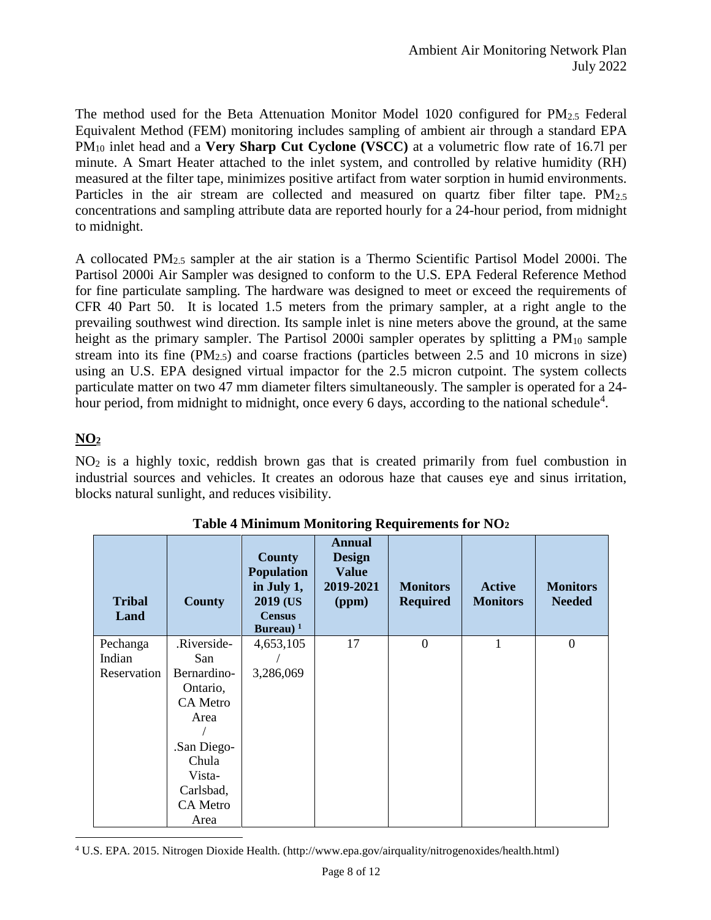The method used for the Beta Attenuation Monitor Model 1020 configured for $PM_{2.5}$ Federal Equivalent Method (FEM) monitoring includes sampling of ambient air through a standard EPA $PM_{10}$ inlet head and a **Very Sharp Cut Cyclone (VSCC)** at a volumetric flow rate of 16.7l per minute. A Smart Heater attached to the inlet system, and controlled by relative humidity (RH) measured at the filter tape, minimizes positive artifact from water sorption in humid environments. Particles in the air stream are collected and measured on quartz fiber filter tape. $PM_{2.5}$ concentrations and sampling attribute data are reported hourly for a 24-hour period, from midnight to midnight.

A collocated $PM_{2.5}$ sampler at the air station is a Thermo Scientific Partisol Model 2000i. The Partisol 2000i Air Sampler was designed to conform to the U.S. EPA Federal Reference Method for fine particulate sampling. The hardware was designed to meet or exceed the requirements of CFR 40 Part 50. It is located 1.5 meters from the primary sampler, at a right angle to the prevailing southwest wind direction. Its sample inlet is nine meters above the ground, at the same height as the primary sampler. The Partisol 2000i sampler operates by splitting a $PM_{10}$ sample stream into its fine ($PM_{2.5}$) and coarse fractions (particles between 2.5 and 10 microns in size) using an U.S. EPA designed virtual impactor for the 2.5 micron cutpoint. The system collects particulate matter on two 47 mm diameter filters simultaneously. The sampler is operated for a 24-hour period, from midnight to midnight, once every 6 days, according to the national schedule[4].

## $NO_2$

$NO_2$ is a highly toxic, reddish brown gas that is created primarily from fuel combustion in industrial sources and vehicles. It creates an odorous haze that causes eye and sinus irritation, blocks natural sunlight, and reduces visibility.

**Table 4 Minimum Monitoring Requirements for $NO_2$**

| Tribal Land | County | County Population in July 1, 2019 (US Census Bureau) [1] | Annual Design Value 2019-2021 (ppm) | Monitors Required | Active Monitors | Monitors Needed |
|---|---|---|---|---|---|---|
| Pechanga Indian Reservation | .Riverside-San Bernardino-Ontario, CA Metro Area / .San Diego-Chula Vista-Carlsbad, CA Metro Area | 4,653,105 / 3,286,069 | 17 | 0 | 1 | 0 |

[4] U.S. EPA. 2015. Nitrogen Dioxide Health. (http://www.epa.gov/airquality/nitrogenoxides/health.html)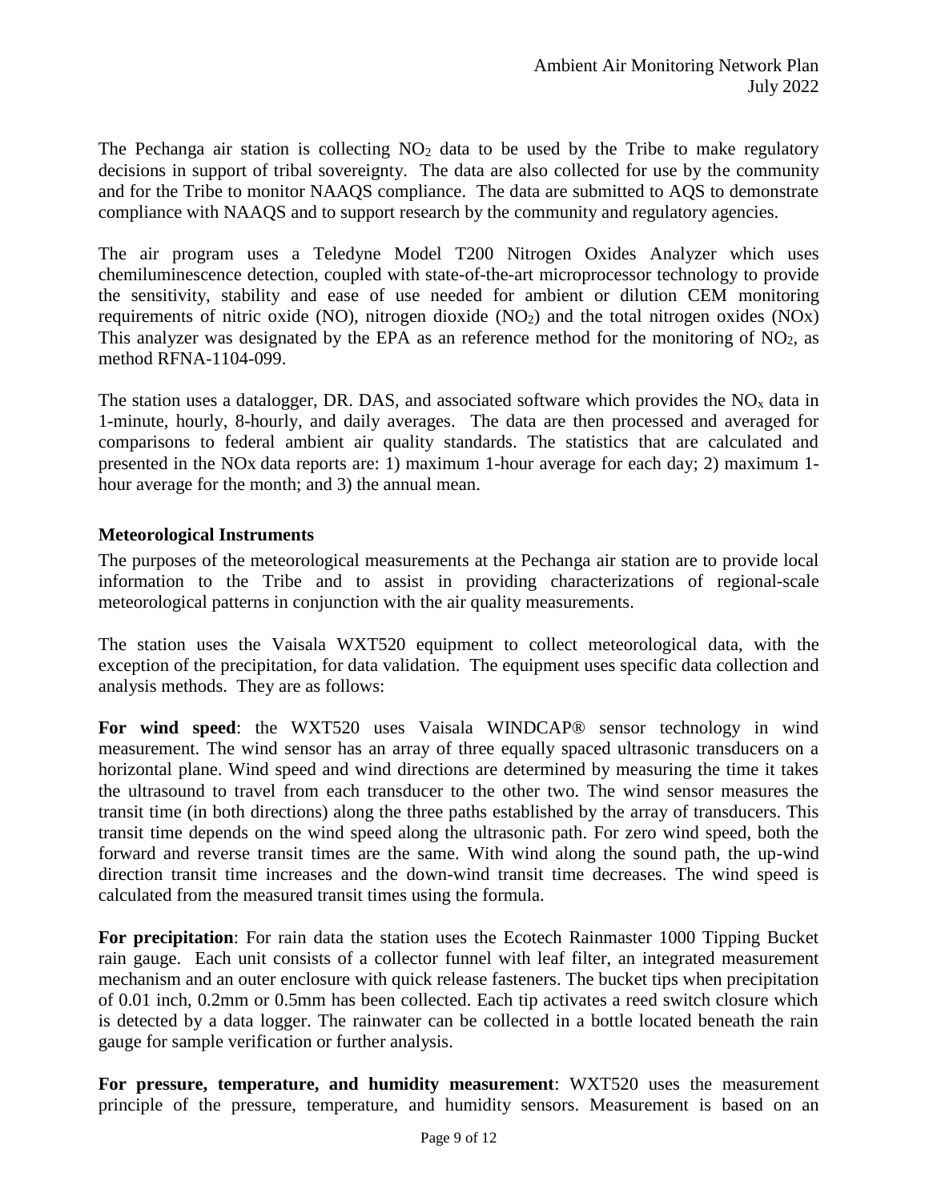The Pechanga air station is collecting $NO_2$ data to be used by the Tribe to make regulatory decisions in support of tribal sovereignty. The data are also collected for use by the community and for the Tribe to monitor NAAQS compliance. The data are submitted to AQS to demonstrate compliance with NAAQS and to support research by the community and regulatory agencies.

The air program uses a Teledyne Model T200 Nitrogen Oxides Analyzer which uses chemiluminescence detection, coupled with state-of-the-art microprocessor technology to provide the sensitivity, stability and ease of use needed for ambient or dilution CEM monitoring requirements of nitric oxide (NO), nitrogen dioxide ($NO_2$) and the total nitrogen oxides (NOx) This analyzer was designated by the EPA as an reference method for the monitoring of $NO_2$, as method RFNA-1104-099.

The station uses a datalogger, DR. DAS, and associated software which provides the $NO_x$ data in 1-minute, hourly, 8-hourly, and daily averages. The data are then processed and averaged for comparisons to federal ambient air quality standards. The statistics that are calculated and presented in the NOx data reports are: 1) maximum 1-hour average for each day; 2) maximum 1-hour average for the month; and 3) the annual mean.

### Meteorological Instruments

The purposes of the meteorological measurements at the Pechanga air station are to provide local information to the Tribe and to assist in providing characterizations of regional-scale meteorological patterns in conjunction with the air quality measurements.

The station uses the Vaisala WXT520 equipment to collect meteorological data, with the exception of the precipitation, for data validation. The equipment uses specific data collection and analysis methods. They are as follows:

**For wind speed**: the WXT520 uses Vaisala WINDCAP® sensor technology in wind measurement. The wind sensor has an array of three equally spaced ultrasonic transducers on a horizontal plane. Wind speed and wind directions are determined by measuring the time it takes the ultrasound to travel from each transducer to the other two. The wind sensor measures the transit time (in both directions) along the three paths established by the array of transducers. This transit time depends on the wind speed along the ultrasonic path. For zero wind speed, both the forward and reverse transit times are the same. With wind along the sound path, the up-wind direction transit time increases and the down-wind transit time decreases. The wind speed is calculated from the measured transit times using the formula.

**For precipitation**: For rain data the station uses the Ecotech Rainmaster 1000 Tipping Bucket rain gauge. Each unit consists of a collector funnel with leaf filter, an integrated measurement mechanism and an outer enclosure with quick release fasteners. The bucket tips when precipitation of 0.01 inch, 0.2mm or 0.5mm has been collected. Each tip activates a reed switch closure which is detected by a data logger. The rainwater can be collected in a bottle located beneath the rain gauge for sample verification or further analysis.

**For pressure, temperature, and humidity measurement**: WXT520 uses the measurement principle of the pressure, temperature, and humidity sensors. Measurement is based on an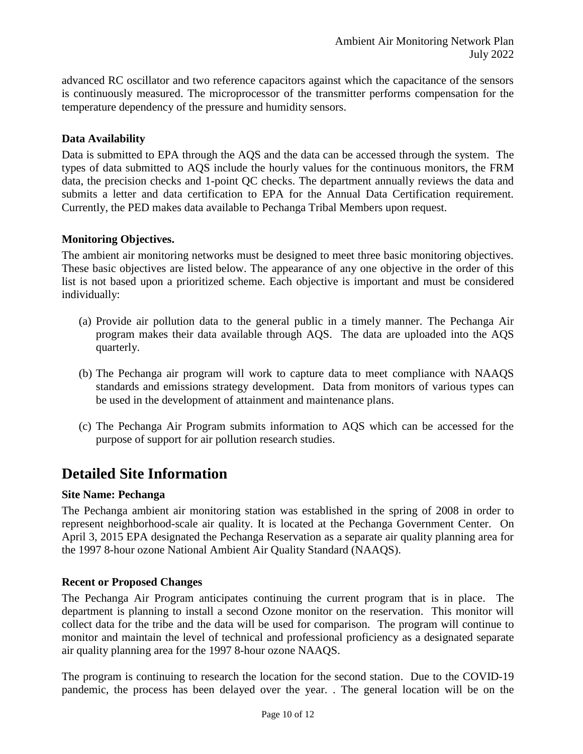advanced RC oscillator and two reference capacitors against which the capacitance of the sensors is continuously measured. The microprocessor of the transmitter performs compensation for the temperature dependency of the pressure and humidity sensors.

**Data Availability**

Data is submitted to EPA through the AQS and the data can be accessed through the system. The types of data submitted to AQS include the hourly values for the continuous monitors, the FRM data, the precision checks and 1-point QC checks. The department annually reviews the data and submits a letter and data certification to EPA for the Annual Data Certification requirement. Currently, the PED makes data available to Pechanga Tribal Members upon request.

**Monitoring Objectives.**

The ambient air monitoring networks must be designed to meet three basic monitoring objectives. These basic objectives are listed below. The appearance of any one objective in the order of this list is not based upon a prioritized scheme. Each objective is important and must be considered individually:

(a) Provide air pollution data to the general public in a timely manner. The Pechanga Air program makes their data available through AQS. The data are uploaded into the AQS quarterly.

(b) The Pechanga air program will work to capture data to meet compliance with NAAQS standards and emissions strategy development. Data from monitors of various types can be used in the development of attainment and maintenance plans.

(c) The Pechanga Air Program submits information to AQS which can be accessed for the purpose of support for air pollution research studies.

# Detailed Site Information

**Site Name: Pechanga**

The Pechanga ambient air monitoring station was established in the spring of 2008 in order to represent neighborhood-scale air quality. It is located at the Pechanga Government Center. On April 3, 2015 EPA designated the Pechanga Reservation as a separate air quality planning area for the 1997 8-hour ozone National Ambient Air Quality Standard (NAAQS).

**Recent or Proposed Changes**

The Pechanga Air Program anticipates continuing the current program that is in place. The department is planning to install a second Ozone monitor on the reservation. This monitor will collect data for the tribe and the data will be used for comparison. The program will continue to monitor and maintain the level of technical and professional proficiency as a designated separate air quality planning area for the 1997 8-hour ozone NAAQS.

The program is continuing to research the location for the second station. Due to the COVID-19 pandemic, the process has been delayed over the year. . The general location will be on the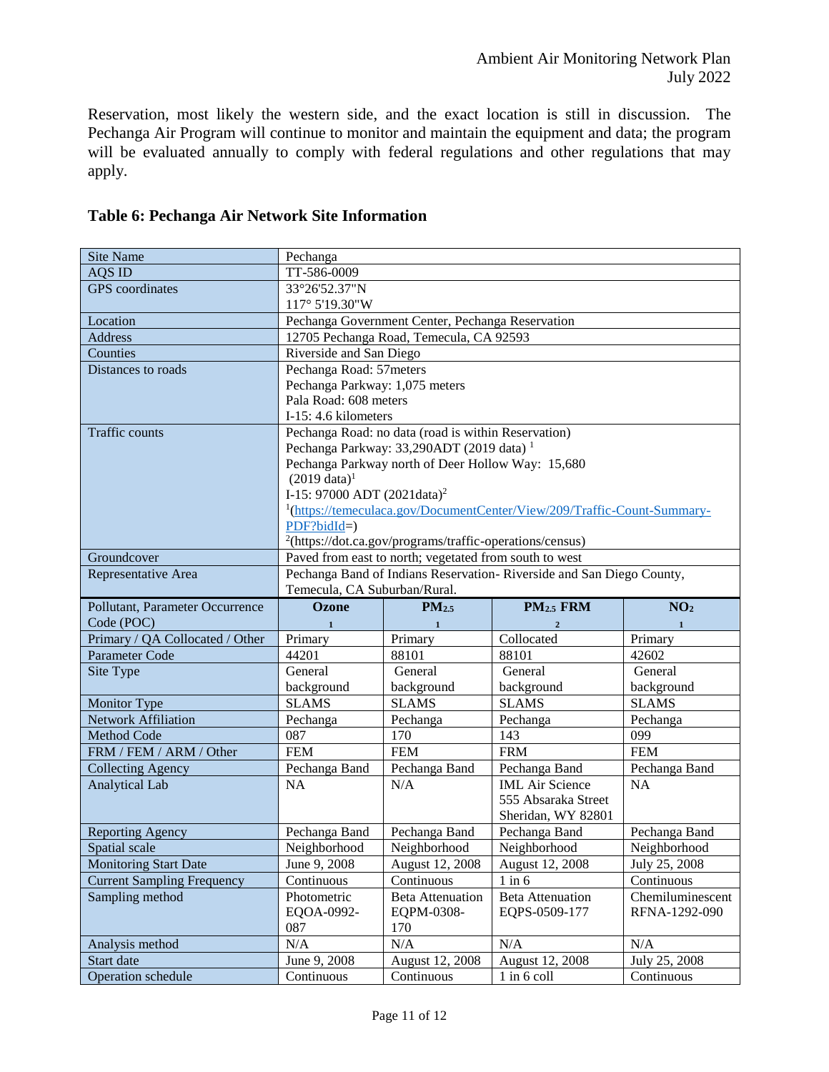Reservation, most likely the western side, and the exact location is still in discussion. The Pechanga Air Program will continue to monitor and maintain the equipment and data; the program will be evaluated annually to comply with federal regulations and other regulations that may apply.

### Table 6: Pechanga Air Network Site Information

| Site Name | Pechanga | | | |
|---|---|---|---|---|
| AQS ID | TT-586-0009 | | | |
| GPS coordinates | 33°26'52.37"N<br>117° 5'19.30"W | | | |
| Location | Pechanga Government Center, Pechanga Reservation | | | |
| Address | 12705 Pechanga Road, Temecula, CA 92593 | | | |
| Counties | Riverside and San Diego | | | |
| Distances to roads | Pechanga Road: 57meters<br>Pechanga Parkway: 1,075 meters<br>Pala Road: 608 meters<br>I-15: 4.6 kilometers | | | |
| Traffic counts | Pechanga Road: no data (road is within Reservation)<br>Pechanga Parkway: 33,290ADT (2019 data) [1]<br>Pechanga Parkway north of Deer Hollow Way: 15,680 (2019 data)[1]<br>I-15: 97000 ADT (2021data)[2]<br>[1](https://temeculaca.gov/DocumentCenter/View/209/Traffic-Count-Summary-PDF?bidId=)<br>[2](https://dot.ca.gov/programs/traffic-operations/census) | | | |
| Groundcover | Paved from east to north; vegetated from south to west | | | |
| Representative Area | Pechanga Band of Indians Reservation- Riverside and San Diego County, Temecula, CA Suburban/Rural. | | | |
| **Pollutant, Parameter Occurrence Code (POC)** | **Ozone** 1 | **$PM_{2.5}$** 1 | **$PM_{2.5}$ FRM** 2 | **$NO_2$** 1 |
| Primary / QA Collocated / Other | Primary | Primary | Collocated | Primary |
| Parameter Code | 44201 | 88101 | 88101 | 42602 |
| Site Type | General background | General background | General background | General background |
| Monitor Type | SLAMS | SLAMS | SLAMS | SLAMS |
| Network Affiliation | Pechanga | Pechanga | Pechanga | Pechanga |
| Method Code | 087 | 170 | 143 | 099 |
| FRM / FEM / ARM / Other | FEM | FEM | FRM | FEM |
| Collecting Agency | Pechanga Band | Pechanga Band | Pechanga Band | Pechanga Band |
| Analytical Lab | NA | N/A | IML Air Science<br>555 Absaraka Street<br>Sheridan, WY 82801 | NA |
| Reporting Agency | Pechanga Band | Pechanga Band | Pechanga Band | Pechanga Band |
| Spatial scale | Neighborhood | Neighborhood | Neighborhood | Neighborhood |
| Monitoring Start Date | June 9, 2008 | August 12, 2008 | August 12, 2008 | July 25, 2008 |
| Current Sampling Frequency | Continuous | Continuous | 1 in 6 | Continuous |
| Sampling method | Photometric EQOA-0992-087 | Beta Attenuation EQPM-0308-170 | Beta Attenuation EQPS-0509-177 | Chemiluminescent RFNA-1292-090 |
| Analysis method | N/A | N/A | N/A | N/A |
| Start date | June 9, 2008 | August 12, 2008 | August 12, 2008 | July 25, 2008 |
| Operation schedule | Continuous | Continuous | 1 in 6 coll | Continuous |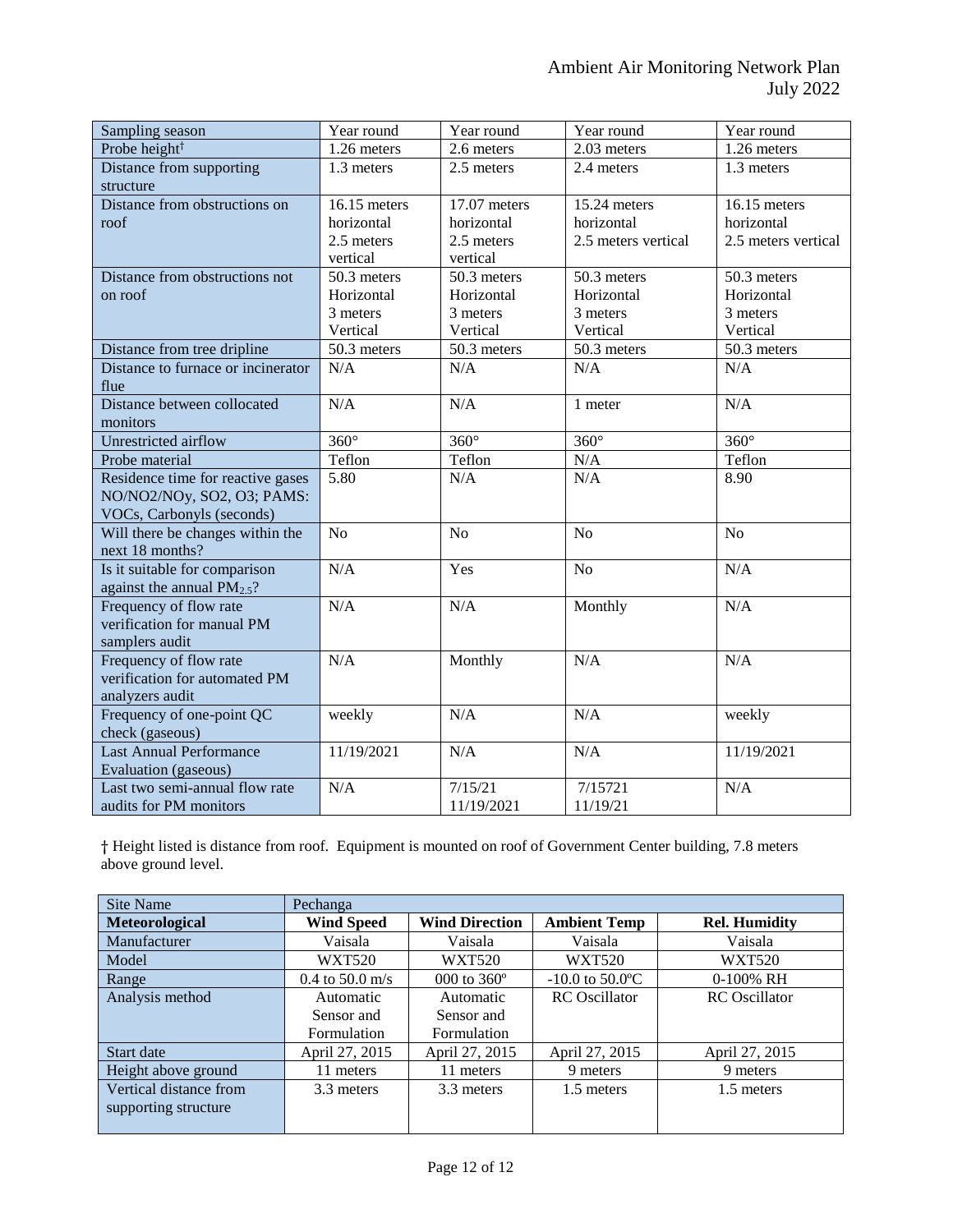| Sampling season | Year round | Year round | Year round | Year round |
|---|---|---|---|---|
| Probe height† | 1.26 meters | 2.6 meters | 2.03 meters | 1.26 meters |
| Distance from supporting structure | 1.3 meters | 2.5 meters | 2.4 meters | 1.3 meters |
| Distance from obstructions on roof | 16.15 meters horizontal 2.5 meters vertical | 17.07 meters horizontal 2.5 meters vertical | 15.24 meters horizontal 2.5 meters vertical | 16.15 meters horizontal 2.5 meters vertical |
| Distance from obstructions not on roof | 50.3 meters Horizontal 3 meters Vertical | 50.3 meters Horizontal 3 meters Vertical | 50.3 meters Horizontal 3 meters Vertical | 50.3 meters Horizontal 3 meters Vertical |
| Distance from tree dripline | 50.3 meters | 50.3 meters | 50.3 meters | 50.3 meters |
| Distance to furnace or incinerator flue | N/A | N/A | N/A | N/A |
| Distance between collocated monitors | N/A | N/A | 1 meter | N/A |
| Unrestricted airflow | 360° | 360° | 360° | 360° |
| Probe material | Teflon | Teflon | N/A | Teflon |
| Residence time for reactive gases NO/NO2/NOy, SO2, O3; PAMS: VOCs, Carbonyls (seconds) | 5.80 | N/A | N/A | 8.90 |
| Will there be changes within the next 18 months? | No | No | No | No |
| Is it suitable for comparison against the annual $PM_{2.5}$? | N/A | Yes | No | N/A |
| Frequency of flow rate verification for manual PM samplers audit | N/A | N/A | Monthly | N/A |
| Frequency of flow rate verification for automated PM analyzers audit | N/A | Monthly | N/A | N/A |
| Frequency of one-point QC check (gaseous) | weekly | N/A | N/A | weekly |
| Last Annual Performance Evaluation (gaseous) | 11/19/2021 | N/A | N/A | 11/19/2021 |
| Last two semi-annual flow rate audits for PM monitors | N/A | 7/15/21 11/19/2021 | 7/15721 11/19/21 | N/A |

† Height listed is distance from roof. Equipment is mounted on roof of Government Center building, 7.8 meters above ground level.

| Site Name | Pechanga | | | |
|---|---|---|---|---|
| **Meteorological** | **Wind Speed** | **Wind Direction** | **Ambient Temp** | **Rel. Humidity** |
| Manufacturer | Vaisala | Vaisala | Vaisala | Vaisala |
| Model | WXT520 | WXT520 | WXT520 | WXT520 |
| Range | 0.4 to 50.0 m/s | 000 to 360º | -10.0 to 50.0ºC | 0-100% RH |
| Analysis method | Automatic Sensor and Formulation | Automatic Sensor and Formulation | RC Oscillator | RC Oscillator |
| Start date | April 27, 2015 | April 27, 2015 | April 27, 2015 | April 27, 2015 |
| Height above ground | 11 meters | 11 meters | 9 meters | 9 meters |
| Vertical distance from supporting structure | 3.3 meters | 3.3 meters | 1.5 meters | 1.5 meters |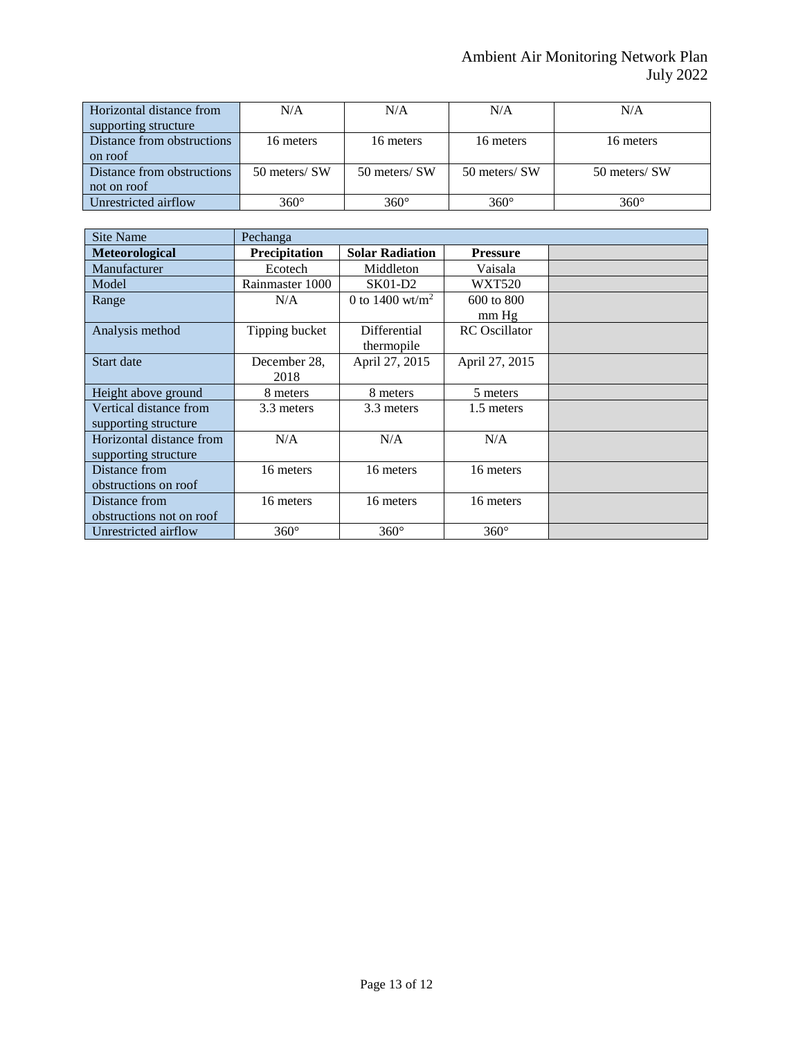| | | | | |
|---|---|---|---|---|
| Horizontal distance from supporting structure | N/A | N/A | N/A | N/A |
| Distance from obstructions on roof | 16 meters | 16 meters | 16 meters | 16 meters |
| Distance from obstructions not on roof | 50 meters/ SW | 50 meters/ SW | 50 meters/ SW | 50 meters/ SW |
| Unrestricted airflow | 360° | 360° | 360° | 360° |

| Site Name | Pechanga | | | |
|---|---|---|---|---|
| **Meteorological** | **Precipitation** | **Solar Radiation** | **Pressure** | |
| Manufacturer | Ecotech | Middleton | Vaisala | |
| Model | Rainmaster 1000 | SK01-D2 | WXT520 | |
| Range | N/A | 0 to 1400 $wt/m^2$ | 600 to 800 mm Hg | |
| Analysis method | Tipping bucket | Differential thermopile | RC Oscillator | |
| Start date | December 28, 2018 | April 27, 2015 | April 27, 2015 | |
| Height above ground | 8 meters | 8 meters | 5 meters | |
| Vertical distance from supporting structure | 3.3 meters | 3.3 meters | 1.5 meters | |
| Horizontal distance from supporting structure | N/A | N/A | N/A | |
| Distance from obstructions on roof | 16 meters | 16 meters | 16 meters | |
| Distance from obstructions not on roof | 16 meters | 16 meters | 16 meters | |
| Unrestricted airflow | 360° | 360° | 360° | |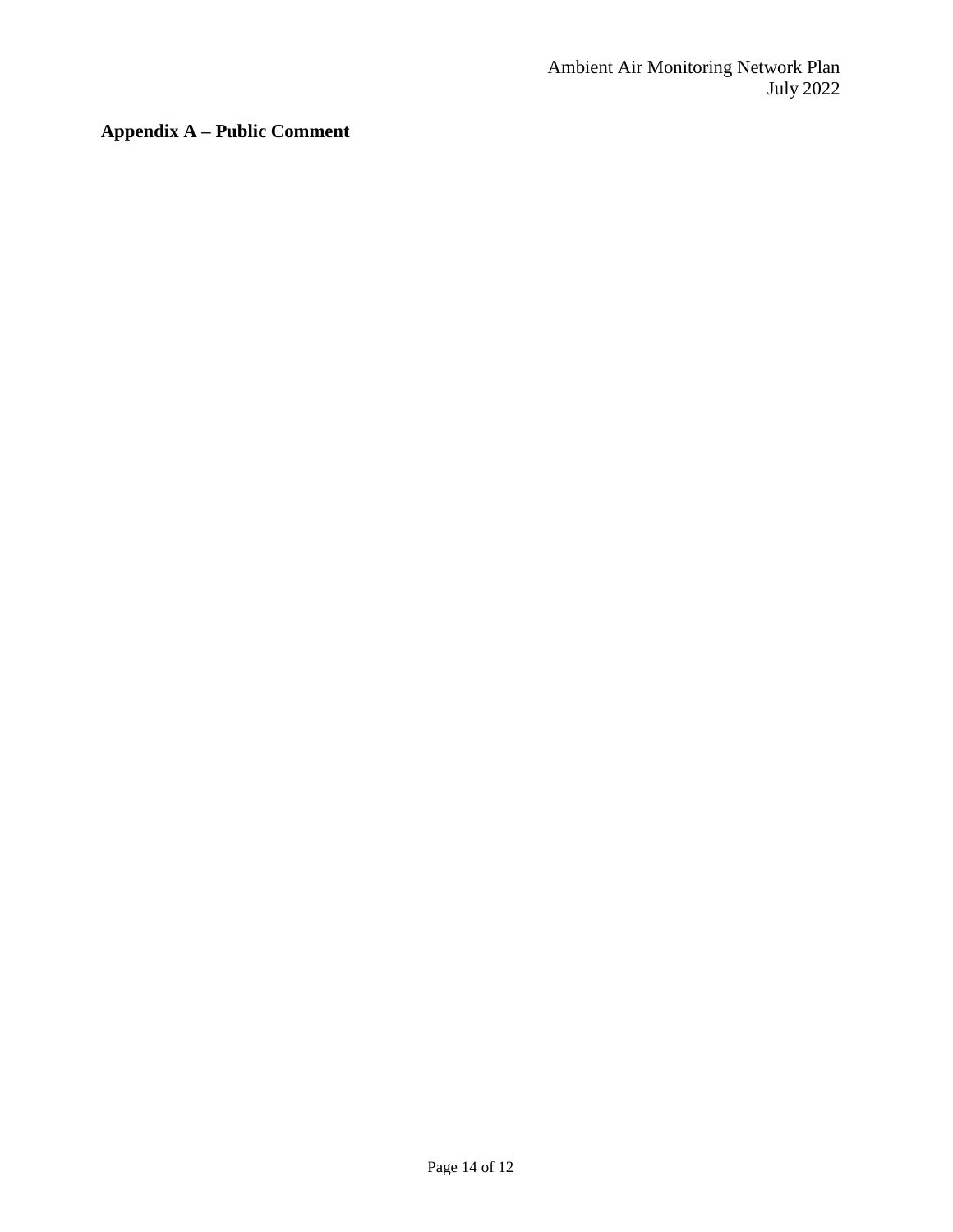## Appendix A – Public Comment